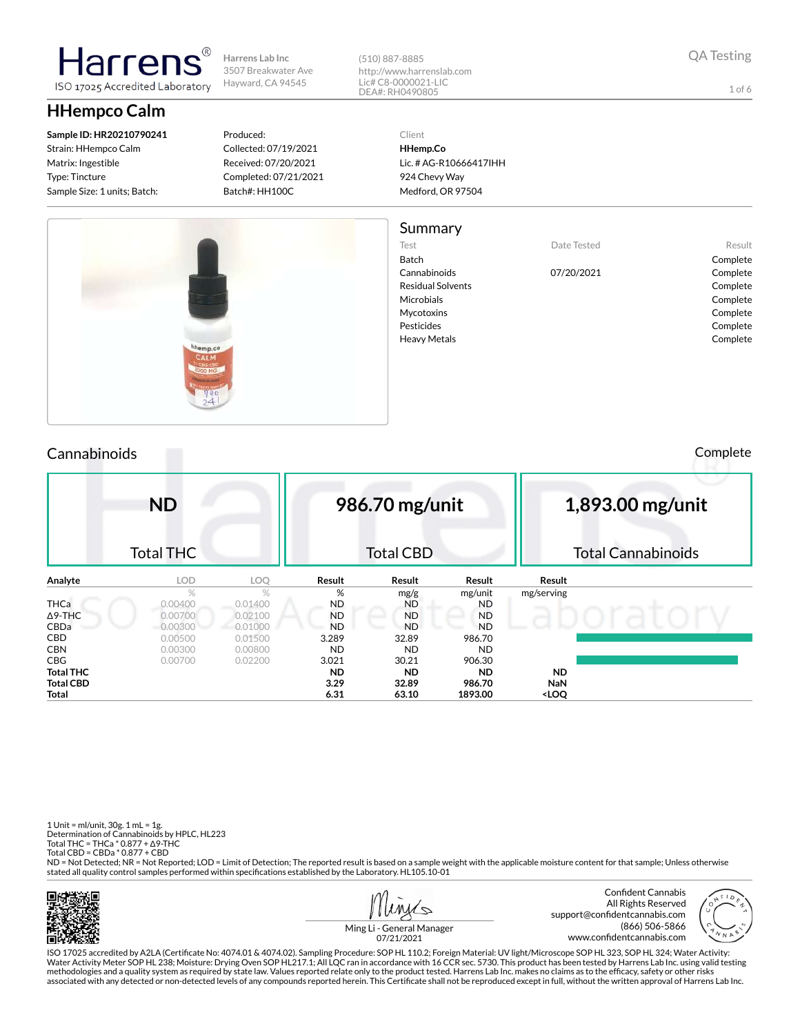Harrens®
ISO 17025 Accredited Laboratory

**Harrens Lab Inc**
3507 Breakwater Ave
Hayward, CA 94545

(510) 887-8885
http://www.harrenslab.com
Lic# C8-0000021-LIC
DEA#: RH0490805

QA Testing

# HHempco Calm

**Sample ID: HR20210790241**
Strain: HHempco Calm
Matrix: Ingestible
Type: Tincture
Sample Size: 1 units; Batch:

Produced:
Collected: 07/19/2021
Received: 07/20/2021
Completed: 07/21/2021
Batch#: HH100C

Client
**HHemp.Co**
Lic. # AG-R10666417IHH
924 Chevy Way
Medford, OR 97504

## Summary

| Test | Date Tested | Result |
|---|---|---|
| Batch | | Complete |
| Cannabinoids | 07/20/2021 | Complete |
| Residual Solvents | | Complete |
| Microbials | | Complete |
| Mycotoxins | | Complete |
| Pesticides | | Complete |
| Heavy Metals | | Complete |

## Cannabinoids

Complete

| ND | 986.70 mg/unit | 1,893.00 mg/unit |
|---|---|---|
| Total THC | Total CBD | Total Cannabinoids |

| Analyte | LOD | LOQ | Result | Result | Result | Result |
|---|---|---|---|---|---|---|
| | % | % | % | mg/g | mg/unit | mg/serving |
| THCa | 0.00400 | 0.01400 | ND | ND | ND | |
| Δ9-THC | 0.00700 | 0.02100 | ND | ND | ND | |
| CBDa | 0.00300 | 0.01000 | ND | ND | ND | |
| CBD | 0.00500 | 0.01500 | 3.289 | 32.89 | 986.70 | |
| CBN | 0.00300 | 0.00800 | ND | ND | ND | |
| CBG | 0.00700 | 0.02200 | 3.021 | 30.21 | 906.30 | |
| **Total THC** | | | **ND** | **ND** | **ND** | **ND** |
| **Total CBD** | | | **3.29** | **32.89** | **986.70** | **NaN** |
| **Total** | | | **6.31** | **63.10** | **1893.00** | **<LOQ** |

1 Unit = ml/unit, 30g. 1 mL = 1g.
Determination of Cannabinoids by HPLC, HL223
Total THC = THCa * 0.877 + Δ9-THC
Total CBD = CBDa * 0.877 + CBD
ND = Not Detected; NR = Not Reported; LOD = Limit of Detection; The reported result is based on a sample weight with the applicable moisture content for that sample; Unless otherwise stated all quality control samples performed within specifications established by the Laboratory. HL105.10-01

Ming Li - General Manager
07/21/2021

Confident Cannabis
All Rights Reserved
support@confidentcannabis.com
(866) 506-5866
www.confidentcannabis.com

ISO 17025 accredited by A2LA (Certificate No: 4074.01 & 4074.02). Sampling Procedure: SOP HL 110.2; Foreign Material: UV light/Microscope SOP HL 323, SOP HL 324; Water Activity: Water Activity Meter SOP HL 238; Moisture: Drying Oven SOP HL217.1; All LQC ran in accordance with 16 CCR sec. 5730. This product has been tested by Harrens Lab Inc. using valid testing methodologies and a quality system as required by state law. Values reported relate only to the product tested. Harrens Lab Inc. makes no claims as to the efficacy, safety or other risks associated with any detected or non-detected levels of any compounds reported herein. This Certificate shall not be reproduced except in full, without the written approval of Harrens Lab Inc.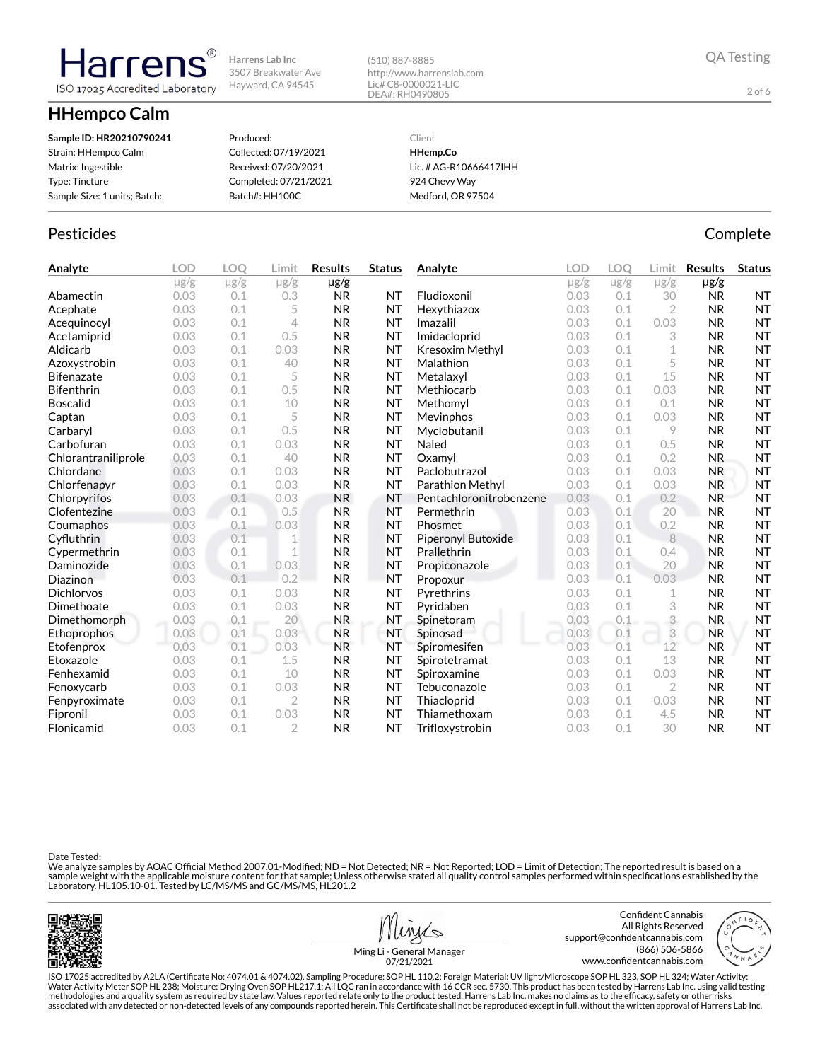# Harrens

ISO 17025 Accredited Laboratory

Harrens Lab Inc
3507 Breakwater Ave
Hayward, CA 94545

(510) 887-8885
http://www.harrenslab.com
Lic# C8-0000021-LIC
DEA#: RH0490805

QA Testing

## HHempco Calm

**Sample ID: HR20210790241**
Strain: HHempco Calm
Matrix: Ingestible
Type: Tincture
Sample Size: 1 units; Batch:

Produced:
Collected: 07/19/2021
Received: 07/20/2021
Completed: 07/21/2021
Batch#: HH100C

Client
**HHemp.Co**
Lic. # AG-R10666417IHH
924 Chevy Way
Medford, OR 97504

## Pesticides

Complete

| Analyte | LOD | LOQ | Limit | Results | Status |
|---|---|---|---|---|---|
| | μg/g | μg/g | μg/g | μg/g | |
| Abamectin | 0.03 | 0.1 | 0.3 | NR | NT |
| Acephate | 0.03 | 0.1 | 5 | NR | NT |
| Acequinocyl | 0.03 | 0.1 | 4 | NR | NT |
| Acetamiprid | 0.03 | 0.1 | 0.5 | NR | NT |
| Aldicarb | 0.03 | 0.1 | 0.03 | NR | NT |
| Azoxystrobin | 0.03 | 0.1 | 40 | NR | NT |
| Bifenazate | 0.03 | 0.1 | 5 | NR | NT |
| Bifenthrin | 0.03 | 0.1 | 0.5 | NR | NT |
| Boscalid | 0.03 | 0.1 | 10 | NR | NT |
| Captan | 0.03 | 0.1 | 5 | NR | NT |
| Carbaryl | 0.03 | 0.1 | 0.5 | NR | NT |
| Carbofuran | 0.03 | 0.1 | 0.03 | NR | NT |
| Chlorantraniliprole | 0.03 | 0.1 | 40 | NR | NT |
| Chlordane | 0.03 | 0.1 | 0.03 | NR | NT |
| Chlorfenapyr | 0.03 | 0.1 | 0.03 | NR | NT |
| Chlorpyrifos | 0.03 | 0.1 | 0.03 | NR | NT |
| Clofentezine | 0.03 | 0.1 | 0.5 | NR | NT |
| Coumaphos | 0.03 | 0.1 | 0.03 | NR | NT |
| Cyfluthrin | 0.03 | 0.1 | 1 | NR | NT |
| Cypermethrin | 0.03 | 0.1 | 1 | NR | NT |
| Daminozide | 0.03 | 0.1 | 0.03 | NR | NT |
| Diazinon | 0.03 | 0.1 | 0.2 | NR | NT |
| Dichlorvos | 0.03 | 0.1 | 0.03 | NR | NT |
| Dimethoate | 0.03 | 0.1 | 0.03 | NR | NT |
| Dimethomorph | 0.03 | 0.1 | 20 | NR | NT |
| Ethoprophos | 0.03 | 0.1 | 0.03 | NR | NT |
| Etofenprox | 0.03 | 0.1 | 0.03 | NR | NT |
| Etoxazole | 0.03 | 0.1 | 1.5 | NR | NT |
| Fenhexamid | 0.03 | 0.1 | 10 | NR | NT |
| Fenoxycarb | 0.03 | 0.1 | 0.03 | NR | NT |
| Fenpyroximate | 0.03 | 0.1 | 2 | NR | NT |
| Fipronil | 0.03 | 0.1 | 0.03 | NR | NT |
| Flonicamid | 0.03 | 0.1 | 2 | NR | NT |
| Fludioxonil | 0.03 | 0.1 | 30 | NR | NT |
| Hexythiazox | 0.03 | 0.1 | 2 | NR | NT |
| Imazalil | 0.03 | 0.1 | 0.03 | NR | NT |
| Imidacloprid | 0.03 | 0.1 | 3 | NR | NT |
| Kresoxim Methyl | 0.03 | 0.1 | 1 | NR | NT |
| Malathion | 0.03 | 0.1 | 5 | NR | NT |
| Metalaxyl | 0.03 | 0.1 | 15 | NR | NT |
| Methiocarb | 0.03 | 0.1 | 0.03 | NR | NT |
| Methomyl | 0.03 | 0.1 | 0.1 | NR | NT |
| Mevinphos | 0.03 | 0.1 | 0.03 | NR | NT |
| Myclobutanil | 0.03 | 0.1 | 9 | NR | NT |
| Naled | 0.03 | 0.1 | 0.5 | NR | NT |
| Oxamyl | 0.03 | 0.1 | 0.2 | NR | NT |
| Paclobutrazol | 0.03 | 0.1 | 0.03 | NR | NT |
| Parathion Methyl | 0.03 | 0.1 | 0.03 | NR | NT |
| Pentachloronitrobenzene | 0.03 | 0.1 | 0.2 | NR | NT |
| Permethrin | 0.03 | 0.1 | 20 | NR | NT |
| Phosmet | 0.03 | 0.1 | 0.2 | NR | NT |
| Piperonyl Butoxide | 0.03 | 0.1 | 8 | NR | NT |
| Prallethrin | 0.03 | 0.1 | 0.4 | NR | NT |
| Propiconazole | 0.03 | 0.1 | 20 | NR | NT |
| Propoxur | 0.03 | 0.1 | 0.03 | NR | NT |
| Pyrethrins | 0.03 | 0.1 | 1 | NR | NT |
| Pyridaben | 0.03 | 0.1 | 3 | NR | NT |
| Spinetoram | 0.03 | 0.1 | 3 | NR | NT |
| Spinosad | 0.03 | 0.1 | 3 | NR | NT |
| Spiromesifen | 0.03 | 0.1 | 12 | NR | NT |
| Spirotetramat | 0.03 | 0.1 | 13 | NR | NT |
| Spiroxamine | 0.03 | 0.1 | 0.03 | NR | NT |
| Tebuconazole | 0.03 | 0.1 | 2 | NR | NT |
| Thiacloprid | 0.03 | 0.1 | 0.03 | NR | NT |
| Thiamethoxam | 0.03 | 0.1 | 4.5 | NR | NT |
| Trifloxystrobin | 0.03 | 0.1 | 30 | NR | NT |

Date Tested:
We analyze samples by AOAC Official Method 2007.01-Modified; ND = Not Detected; NR = Not Reported; LOD = Limit of Detection; The reported result is based on a sample weight with the applicable moisture content for that sample; Unless otherwise stated all quality control samples performed within specifications established by the Laboratory. HL105.10-01. Tested by LC/MS/MS and GC/MS/MS, HL201.2

Ming Li - General Manager
07/21/2021

Confident Cannabis
All Rights Reserved
support@confidentcannabis.com
(866) 506-5866
www.confidentcannabis.com

ISO 17025 accredited by A2LA (Certificate No: 4074.01 & 4074.02). Sampling Procedure: SOP HL 110.2; Foreign Material: UV light/Microscope SOP HL 323, SOP HL 324; Water Activity: Water Activity Meter SOP HL 238; Moisture: Drying Oven SOP HL217.1; All LQC ran in accordance with 16 CCR sec. 5730. This product has been tested by Harrens Lab Inc. using valid testing methodologies and a quality system as required by state law. Values reported relate only to the product tested. Harrens Lab Inc. makes no claims as to the efficacy, safety or other risks associated with any detected or non-detected levels of any compounds reported herein. This Certificate shall not be reproduced except in full, without the written approval of Harrens Lab Inc.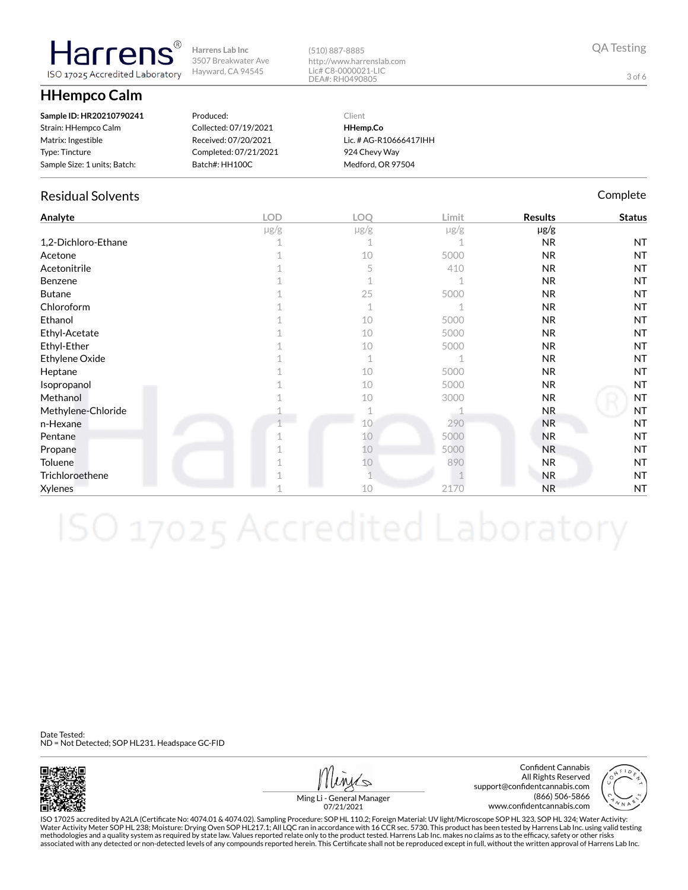Harrens ISO 17025 Accredited Laboratory

Harrens Lab Inc
3507 Breakwater Ave
Hayward, CA 94545

(510) 887-8885
http://www.harrenslab.com
Lic# C8-0000021-LIC
DEA#: RH0490805

QA Testing

# HHempco Calm

**Sample ID: HR20210790241**
Strain: HHempco Calm
Matrix: Ingestible
Type: Tincture
Sample Size: 1 units; Batch:

Produced:
Collected: 07/19/2021
Received: 07/20/2021
Completed: 07/21/2021
Batch#: HH100C

Client
**HHemp.Co**
Lic. # AG-R10666417IHH
924 Chevy Way
Medford, OR 97504

## Residual Solvents

Complete

| Analyte | LOD | LOQ | Limit | Results | Status |
|---|---|---|---|---|---|
| | μg/g | μg/g | μg/g | μg/g | |
| 1,2-Dichloro-Ethane | 1 | 1 | 1 | NR | NT |
| Acetone | 1 | 10 | 5000 | NR | NT |
| Acetonitrile | 1 | 5 | 410 | NR | NT |
| Benzene | 1 | 1 | 1 | NR | NT |
| Butane | 1 | 25 | 5000 | NR | NT |
| Chloroform | 1 | 1 | 1 | NR | NT |
| Ethanol | 1 | 10 | 5000 | NR | NT |
| Ethyl-Acetate | 1 | 10 | 5000 | NR | NT |
| Ethyl-Ether | 1 | 10 | 5000 | NR | NT |
| Ethylene Oxide | 1 | 1 | 1 | NR | NT |
| Heptane | 1 | 10 | 5000 | NR | NT |
| Isopropanol | 1 | 10 | 5000 | NR | NT |
| Methanol | 1 | 10 | 3000 | NR | NT |
| Methylene-Chloride | 1 | 1 | 1 | NR | NT |
| n-Hexane | 1 | 10 | 290 | NR | NT |
| Pentane | 1 | 10 | 5000 | NR | NT |
| Propane | 1 | 10 | 5000 | NR | NT |
| Toluene | 1 | 10 | 890 | NR | NT |
| Trichloroethene | 1 | 1 | 1 | NR | NT |
| Xylenes | 1 | 10 | 2170 | NR | NT |

Date Tested:
ND = Not Detected; SOP HL231. Headspace GC-FID

Ming Li - General Manager
07/21/2021

Confident Cannabis
All Rights Reserved
support@confidentcannabis.com
(866) 506-5866
www.confidentcannabis.com

ISO 17025 accredited by A2LA (Certificate No: 4074.01 & 4074.02). Sampling Procedure: SOP HL 110.2; Foreign Material: UV light/Microscope SOP HL 323, SOP HL 324; Water Activity: Water Activity Meter SOP HL 238; Moisture: Drying Oven SOP HL217.1; All LQC ran in accordance with 16 CCR sec. 5730. This product has been tested by Harrens Lab Inc. using valid testing methodologies and a quality system as required by state law. Values reported relate only to the product tested. Harrens Lab Inc. makes no claims as to the efficacy, safety or other risks associated with any detected or non-detected levels of any compounds reported herein. This Certificate shall not be reproduced except in full, without the written approval of Harrens Lab Inc.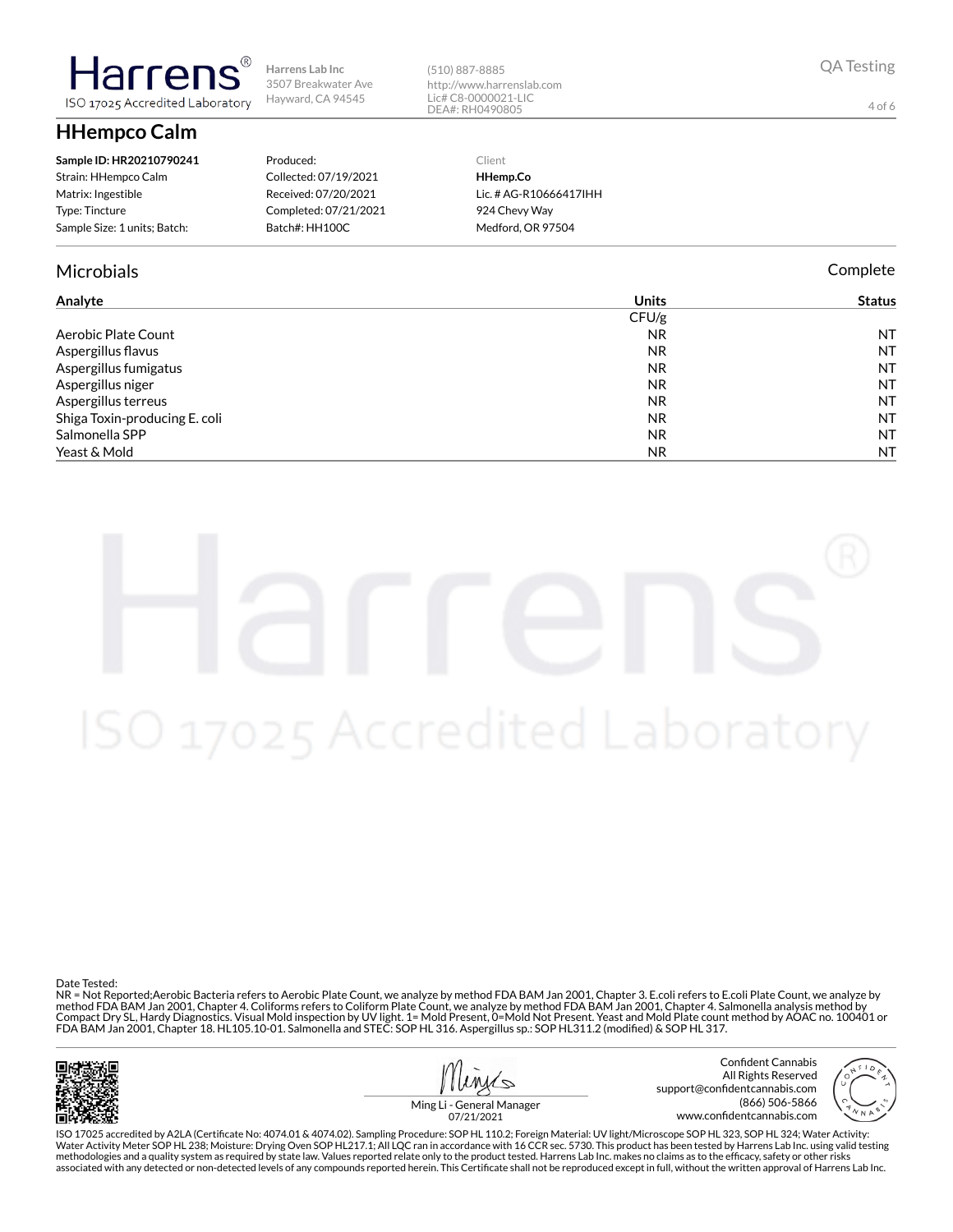Harrens® ISO 17025 Accredited Laboratory

Harrens Lab Inc
3507 Breakwater Ave
Hayward, CA 94545

(510) 887-8885
http://www.harrenslab.com
Lic# C8-0000021-LIC
DEA#: RH0490805

QA Testing

# HHempco Calm

**Sample ID: HR20210790241**
Strain: HHempco Calm
Matrix: Ingestible
Type: Tincture
Sample Size: 1 units; Batch:

Produced:
Collected: 07/19/2021
Received: 07/20/2021
Completed: 07/21/2021
Batch#: HH100C

Client
**HHemp.Co**
Lic. # AG-R10666417IHH
924 Chevy Way
Medford, OR 97504

## Microbials

Complete

| Analyte | Units | Status |
|---|---|---|
| | CFU/g | |
| Aerobic Plate Count | NR | NT |
| Aspergillus flavus | NR | NT |
| Aspergillus fumigatus | NR | NT |
| Aspergillus niger | NR | NT |
| Aspergillus terreus | NR | NT |
| Shiga Toxin-producing E. coli | NR | NT |
| Salmonella SPP | NR | NT |
| Yeast & Mold | NR | NT |

Date Tested:
NR = Not Reported;Aerobic Bacteria refers to Aerobic Plate Count, we analyze by method FDA BAM Jan 2001, Chapter 3. E.coli refers to E.coli Plate Count, we analyze by method FDA BAM Jan 2001, Chapter 4. Coliforms refers to Coliform Plate Count, we analyze by method FDA BAM Jan 2001, Chapter 4. Salmonella analysis method by Compact Dry SL, Hardy Diagnostics. Visual Mold inspection by UV light. 1= Mold Present, 0=Mold Not Present. Yeast and Mold Plate count method by AOAC no. 100401 or FDA BAM Jan 2001, Chapter 18. HL105.10-01. Salmonella and STEC: SOP HL 316. Aspergillus sp.: SOP HL311.2 (modified) & SOP HL 317.

Ming Li - General Manager
07/21/2021

Confident Cannabis
All Rights Reserved
support@confidentcannabis.com
(866) 506-5866
www.confidentcannabis.com

ISO 17025 accredited by A2LA (Certificate No: 4074.01 & 4074.02). Sampling Procedure: SOP HL 110.2; Foreign Material: UV light/Microscope SOP HL 323, SOP HL 324; Water Activity: Water Activity Meter SOP HL 238; Moisture: Drying Oven SOP HL217.1; All LQC ran in accordance with 16 CCR sec. 5730. This product has been tested by Harrens Lab Inc. using valid testing methodologies and a quality system as required by state law. Values reported relate only to the product tested. Harrens Lab Inc. makes no claims as to the efficacy, safety or other risks associated with any detected or non-detected levels of any compounds reported herein. This Certificate shall not be reproduced except in full, without the written approval of Harrens Lab Inc.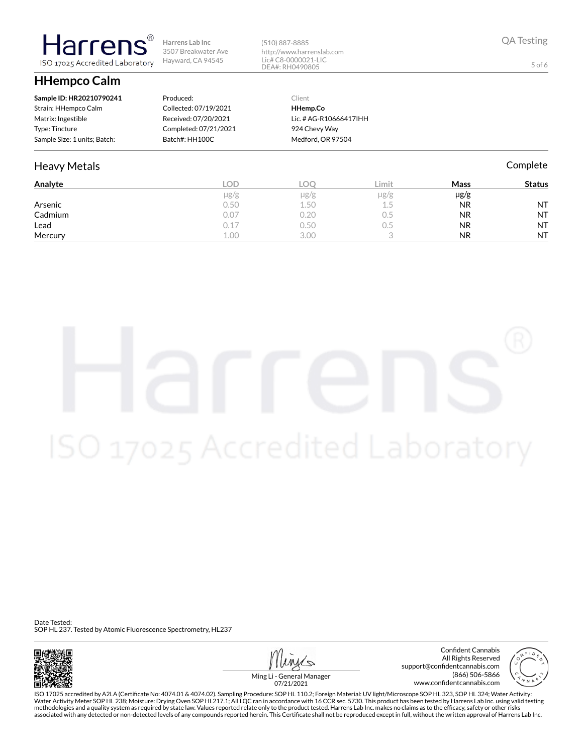Harrens®
ISO 17025 Accredited Laboratory

Harrens Lab Inc
3507 Breakwater Ave
Hayward, CA 94545

(510) 887-8885
http://www.harrenslab.com
Lic# C8-0000021-LIC
DEA#: RH0490805

QA Testing

## HHempco Calm

| | | |
|---|---|---|
| **Sample ID: HR20210790241** | Produced: | Client |
| Strain: HHempco Calm | Collected: 07/19/2021 | **HHemp.Co** |
| Matrix: Ingestible | Received: 07/20/2021 | Lic. # AG-R10666417IHH |
| Type: Tincture | Completed: 07/21/2021 | 924 Chevy Way |
| Sample Size: 1 units; Batch: | Batch#: HH100C | Medford, OR 97504 |

### Heavy Metals

Complete

| Analyte | LOD | LOQ | Limit | Mass | Status |
|---|---|---|---|---|---|
| | μg/g | μg/g | μg/g | μg/g | |
| Arsenic | 0.50 | 1.50 | 1.5 | NR | NT |
| Cadmium | 0.07 | 0.20 | 0.5 | NR | NT |
| Lead | 0.17 | 0.50 | 0.5 | NR | NT |
| Mercury | 1.00 | 3.00 | 3 | NR | NT |

Date Tested:
SOP HL 237. Tested by Atomic Fluorescence Spectrometry, HL237

Ming Li - General Manager
07/21/2021

Confident Cannabis
All Rights Reserved
support@confidentcannabis.com
(866) 506-5866
www.confidentcannabis.com

ISO 17025 accredited by A2LA (Certificate No: 4074.01 & 4074.02). Sampling Procedure: SOP HL 110.2; Foreign Material: UV light/Microscope SOP HL 323, SOP HL 324; Water Activity: Water Activity Meter SOP HL 238; Moisture: Drying Oven SOP HL217.1; All LQC ran in accordance with 16 CCR sec. 5730. This product has been tested by Harrens Lab Inc. using valid testing methodologies and a quality system as required by state law. Values reported relate only to the product tested. Harrens Lab Inc. makes no claims as to the efficacy, safety or other risks associated with any detected or non-detected levels of any compounds reported herein. This Certificate shall not be reproduced except in full, without the written approval of Harrens Lab Inc.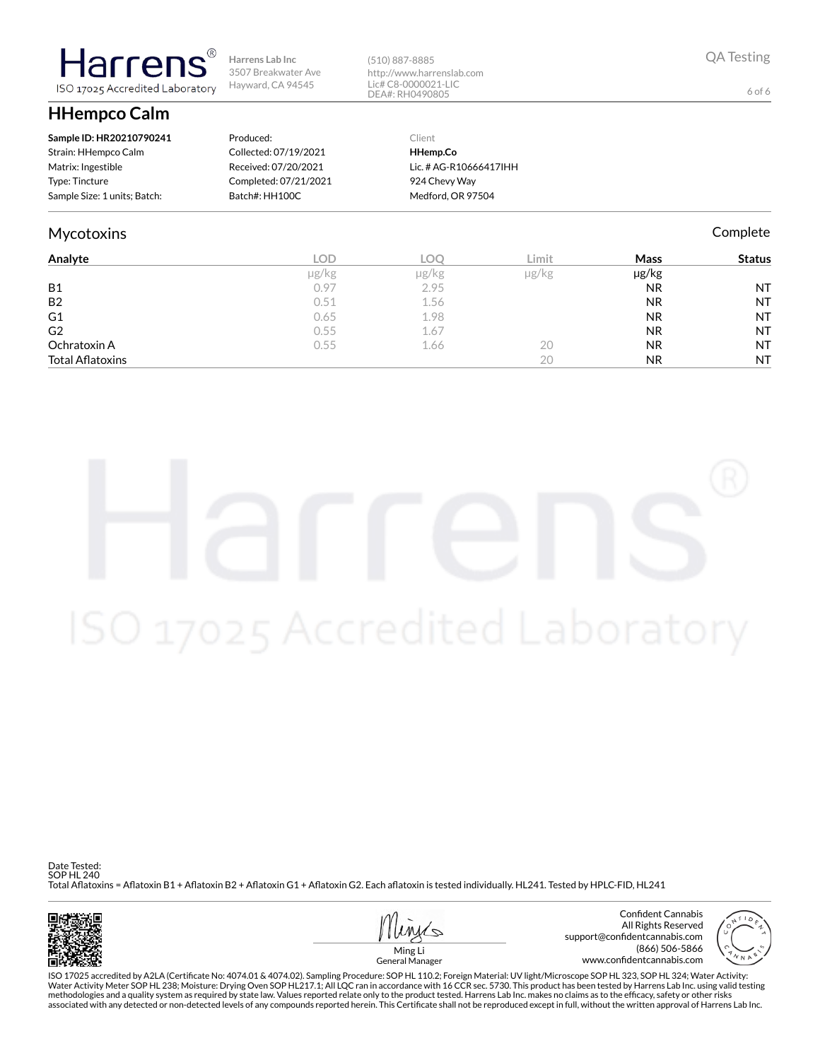Harrens® ISO 17025 Accredited Laboratory

**Harrens Lab Inc**
3507 Breakwater Ave
Hayward, CA 94545

(510) 887-8885
http://www.harrenslab.com
Lic# C8-0000021-LIC
DEA#: RH0490805

QA Testing

## HHempco Calm

| | | |
|---|---|---|
| **Sample ID: HR20210790241** | Produced: | Client |
| Strain: HHempco Calm | Collected: 07/19/2021 | **HHemp.Co** |
| Matrix: Ingestible | Received: 07/20/2021 | Lic. # AG-R10666417IHH |
| Type: Tincture | Completed: 07/21/2021 | 924 Chevy Way |
| Sample Size: 1 units; Batch: | Batch#: HH100C | Medford, OR 97504 |

### Mycotoxins

Complete

| Analyte | LOD | LOQ | Limit | Mass | Status |
|---|---|---|---|---|---|
| | μg/kg | μg/kg | μg/kg | μg/kg | |
| B1 | 0.97 | 2.95 | | NR | NT |
| B2 | 0.51 | 1.56 | | NR | NT |
| G1 | 0.65 | 1.98 | | NR | NT |
| G2 | 0.55 | 1.67 | | NR | NT |
| Ochratoxin A | 0.55 | 1.66 | 20 | NR | NT |
| Total Aflatoxins | | | 20 | NR | NT |

Date Tested:
SOP HL 240
Total Aflatoxins = Aflatoxin B1 + Aflatoxin B2 + Aflatoxin G1 + Aflatoxin G2. Each aflatoxin is tested individually. HL241. Tested by HPLC-FID, HL241

Ming Li
General Manager

Confident Cannabis
All Rights Reserved
support@confidentcannabis.com
(866) 506-5866
www.confidentcannabis.com

ISO 17025 accredited by A2LA (Certificate No: 4074.01 & 4074.02). Sampling Procedure: SOP HL 110.2; Foreign Material: UV light/Microscope SOP HL 323, SOP HL 324; Water Activity: Water Activity Meter SOP HL 238; Moisture: Drying Oven SOP HL217.1; All LQC ran in accordance with 16 CCR sec. 5730. This product has been tested by Harrens Lab Inc. using valid testing methodologies and a quality system as required by state law. Values reported relate only to the product tested. Harrens Lab Inc. makes no claims as to the efficacy, safety or other risks associated with any detected or non-detected levels of any compounds reported herein. This Certificate shall not be reproduced except in full, without the written approval of Harrens Lab Inc.